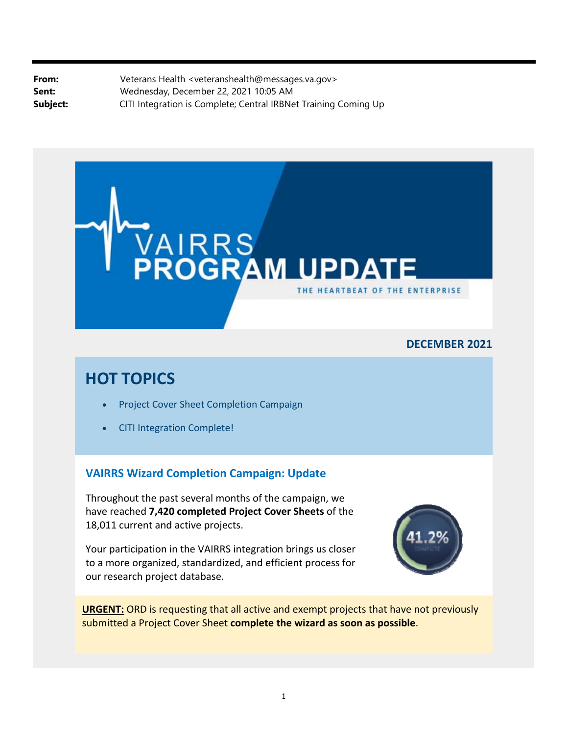**From:** Veterans Health <veteranshealth@messages.va.gov>
**Sent:** Wednesday, December 22, 2021 10:05 AM
**Subject:** CITI Integration is Complete; Central IRBNet Training Coming Up

# VAIRRS PROGRAM UPDATE

THE HEARTBEAT OF THE ENTERPRISE

**DECEMBER 2021**

## HOT TOPICS

- Project Cover Sheet Completion Campaign
- CITI Integration Complete!

### VAIRRS Wizard Completion Campaign: Update

Throughout the past several months of the campaign, we have reached **7,420 completed Project Cover Sheets** of the 18,011 current and active projects.

41.2% COMPLETE

Your participation in the VAIRRS integration brings us closer to a more organized, standardized, and efficient process for our research project database.

**URGENT:** ORD is requesting that all active and exempt projects that have not previously submitted a Project Cover Sheet **complete the wizard as soon as possible**.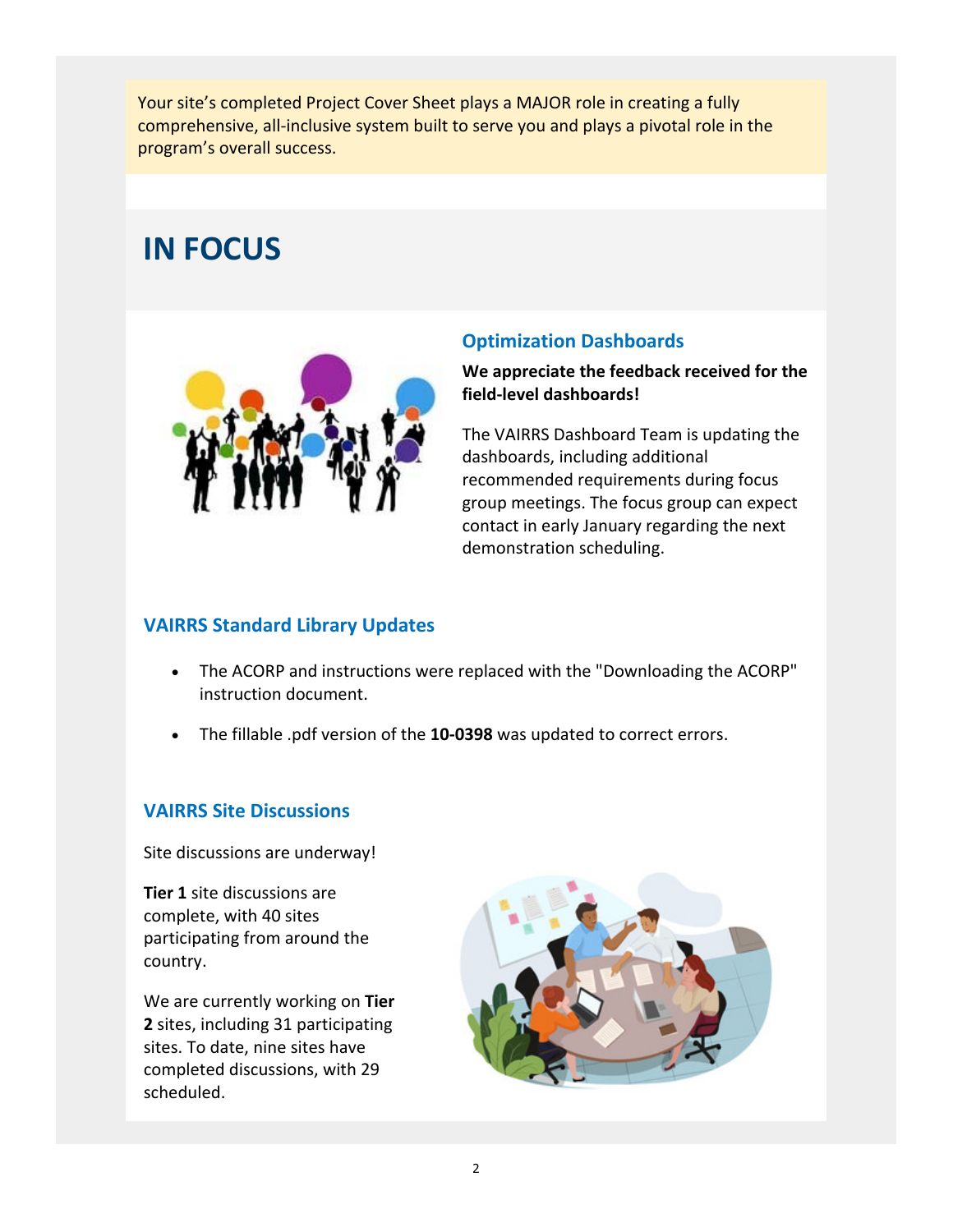Your site's completed Project Cover Sheet plays a MAJOR role in creating a fully comprehensive, all-inclusive system built to serve you and plays a pivotal role in the program's overall success.

# IN FOCUS

### Optimization Dashboards

**We appreciate the feedback received for the field-level dashboards!**

The VAIRRS Dashboard Team is updating the dashboards, including additional recommended requirements during focus group meetings. The focus group can expect contact in early January regarding the next demonstration scheduling.

### VAIRRS Standard Library Updates

- The ACORP and instructions were replaced with the "Downloading the ACORP" instruction document.
- The fillable .pdf version of the **10-0398** was updated to correct errors.

### VAIRRS Site Discussions

Site discussions are underway!

**Tier 1** site discussions are complete, with 40 sites participating from around the country.

We are currently working on **Tier 2** sites, including 31 participating sites. To date, nine sites have completed discussions, with 29 scheduled.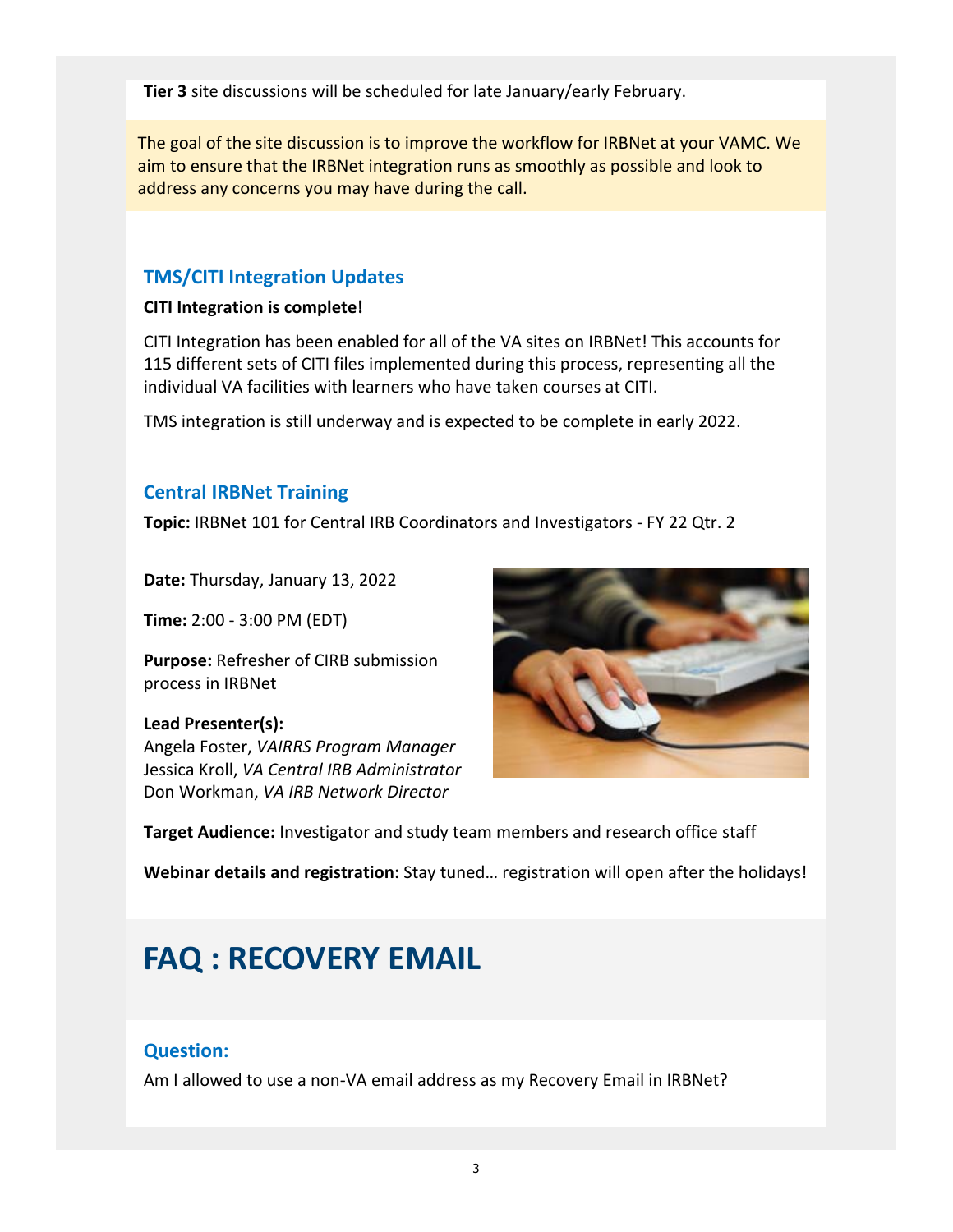**Tier 3** site discussions will be scheduled for late January/early February.

The goal of the site discussion is to improve the workflow for IRBNet at your VAMC. We aim to ensure that the IRBNet integration runs as smoothly as possible and look to address any concerns you may have during the call.

### TMS/CITI Integration Updates

**CITI Integration is complete!**

CITI Integration has been enabled for all of the VA sites on IRBNet! This accounts for 115 different sets of CITI files implemented during this process, representing all the individual VA facilities with learners who have taken courses at CITI.

TMS integration is still underway and is expected to be complete in early 2022.

### Central IRBNet Training

**Topic:** IRBNet 101 for Central IRB Coordinators and Investigators - FY 22 Qtr. 2

**Date:** Thursday, January 13, 2022

**Time:** 2:00 - 3:00 PM (EDT)

**Purpose:** Refresher of CIRB submission process in IRBNet

**Lead Presenter(s):**
Angela Foster, *VAIRRS Program Manager*
Jessica Kroll, *VA Central IRB Administrator*
Don Workman, *VA IRB Network Director*

**Target Audience:** Investigator and study team members and research office staff

**Webinar details and registration:** Stay tuned… registration will open after the holidays!

# FAQ : RECOVERY EMAIL

### Question:

Am I allowed to use a non-VA email address as my Recovery Email in IRBNet?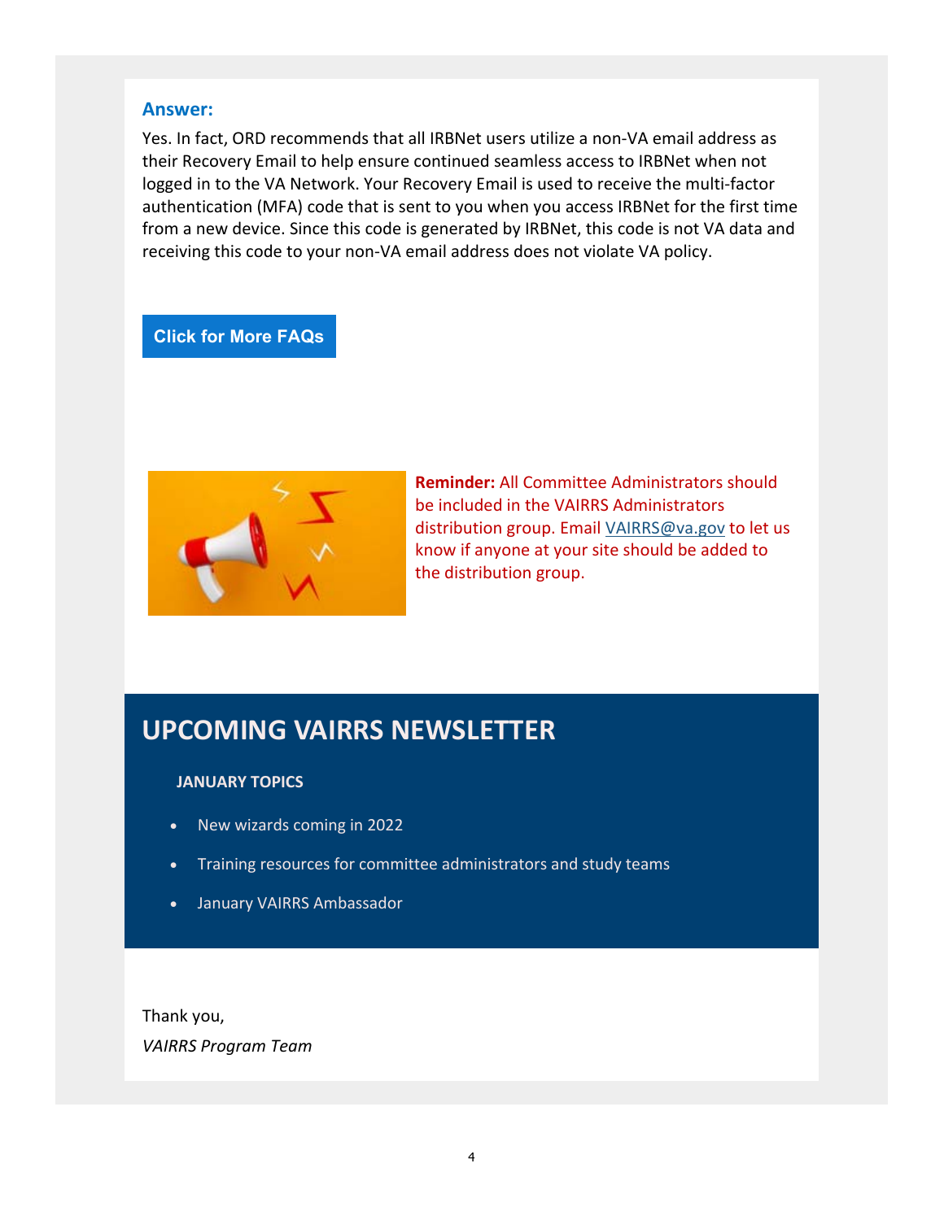**Answer:**

Yes. In fact, ORD recommends that all IRBNet users utilize a non-VA email address as their Recovery Email to help ensure continued seamless access to IRBNet when not logged in to the VA Network. Your Recovery Email is used to receive the multi-factor authentication (MFA) code that is sent to you when you access IRBNet for the first time from a new device. Since this code is generated by IRBNet, this code is not VA data and receiving this code to your non-VA email address does not violate VA policy.

**Click for More FAQs**

**Reminder:** All Committee Administrators should be included in the VAIRRS Administrators distribution group. Email VAIRRS@va.gov to let us know if anyone at your site should be added to the distribution group.

## UPCOMING VAIRRS NEWSLETTER

**JANUARY TOPICS**

- New wizards coming in 2022
- Training resources for committee administrators and study teams
- January VAIRRS Ambassador

Thank you,

*VAIRRS Program Team*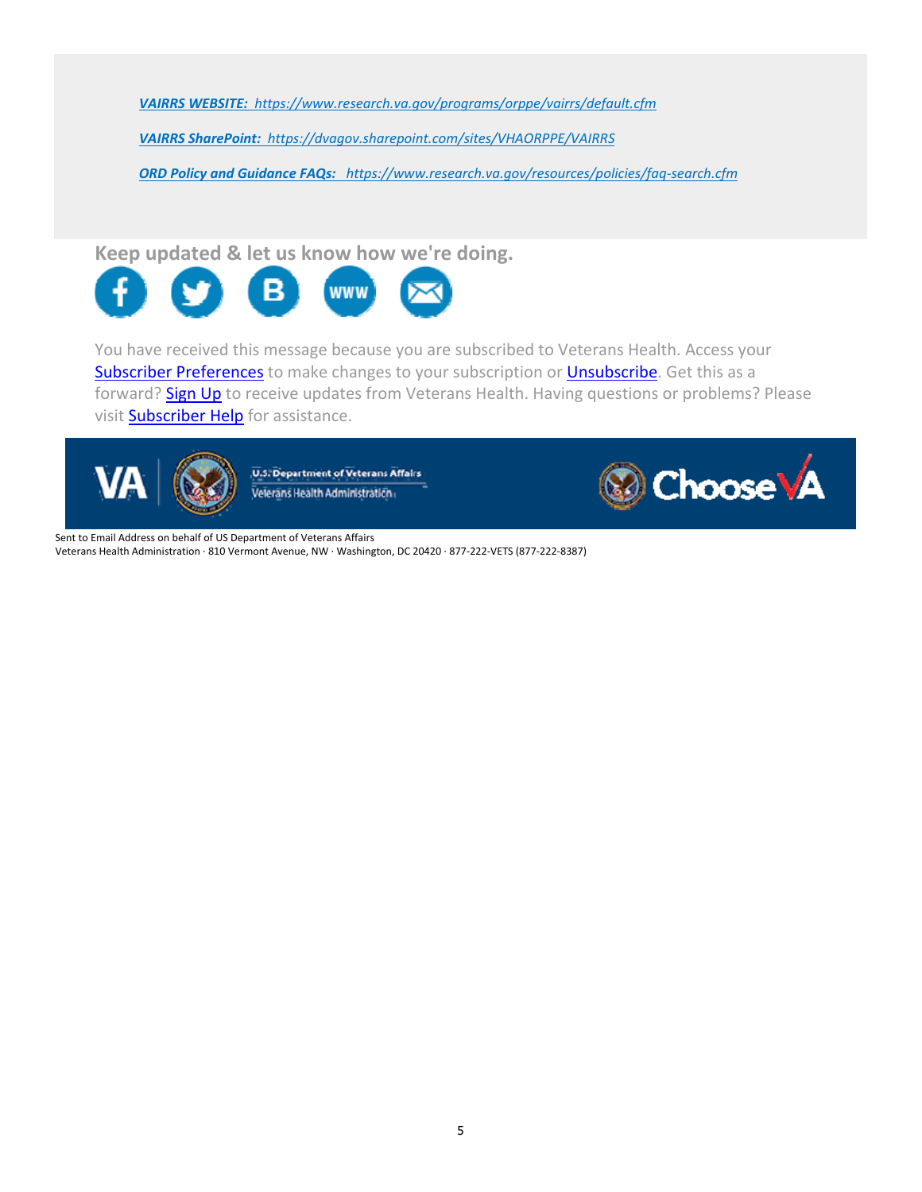***VAIRRS WEBSITE:*** *https://www.research.va.gov/programs/orppe/vairrs/default.cfm*

***VAIRRS SharePoint:*** *https://dvagov.sharepoint.com/sites/VHAORPPE/VAIRRS*

***ORD Policy and Guidance FAQs:*** *https://www.research.va.gov/resources/policies/faq-search.cfm*

**Keep updated & let us know how we're doing.**

You have received this message because you are subscribed to Veterans Health. Access your Subscriber Preferences to make changes to your subscription or Unsubscribe. Get this as a forward? Sign Up to receive updates from Veterans Health. Having questions or problems? Please visit Subscriber Help for assistance.

Sent to Email Address on behalf of US Department of Veterans Affairs
Veterans Health Administration · 810 Vermont Avenue, NW · Washington, DC 20420 · 877-222-VETS (877-222-8387)